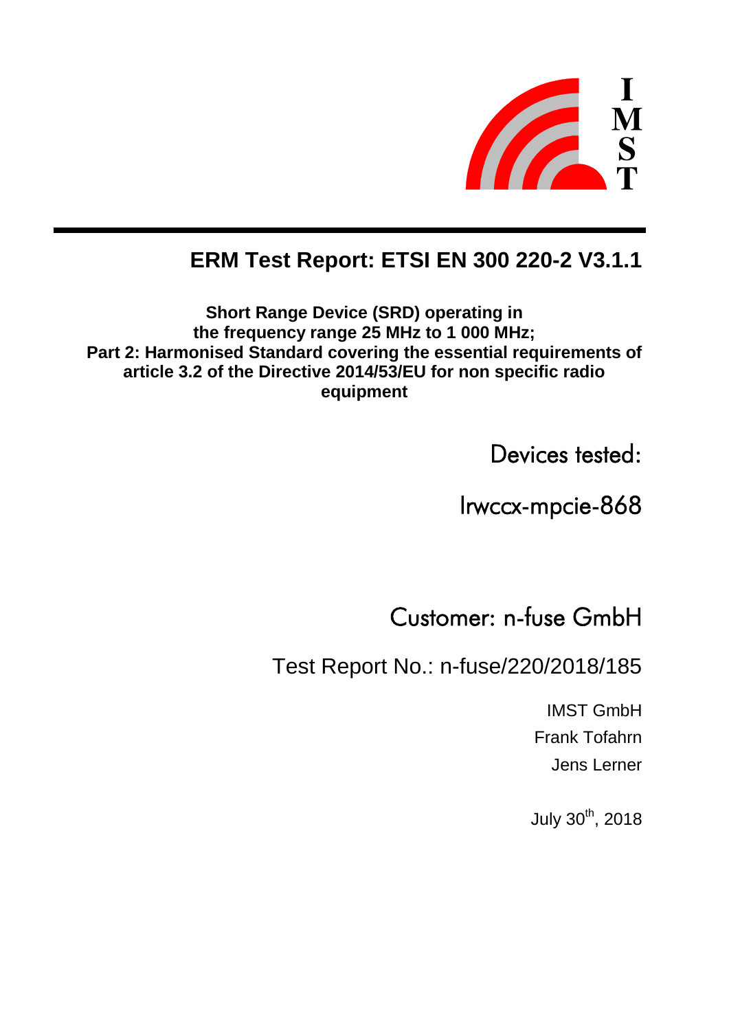# ERM Test Report: ETSI EN 300 220-2 V3.1.1

**Short Range Device (SRD) operating in the frequency range 25 MHz to 1 000 MHz; Part 2: Harmonised Standard covering the essential requirements of article 3.2 of the Directive 2014/53/EU for non specific radio equipment**

Devices tested:

lrwccx-mpcie-868

Customer: n-fuse GmbH

Test Report No.: n-fuse/220/2018/185

IMST GmbH

Frank Tofahrn

Jens Lerner

July 30th, 2018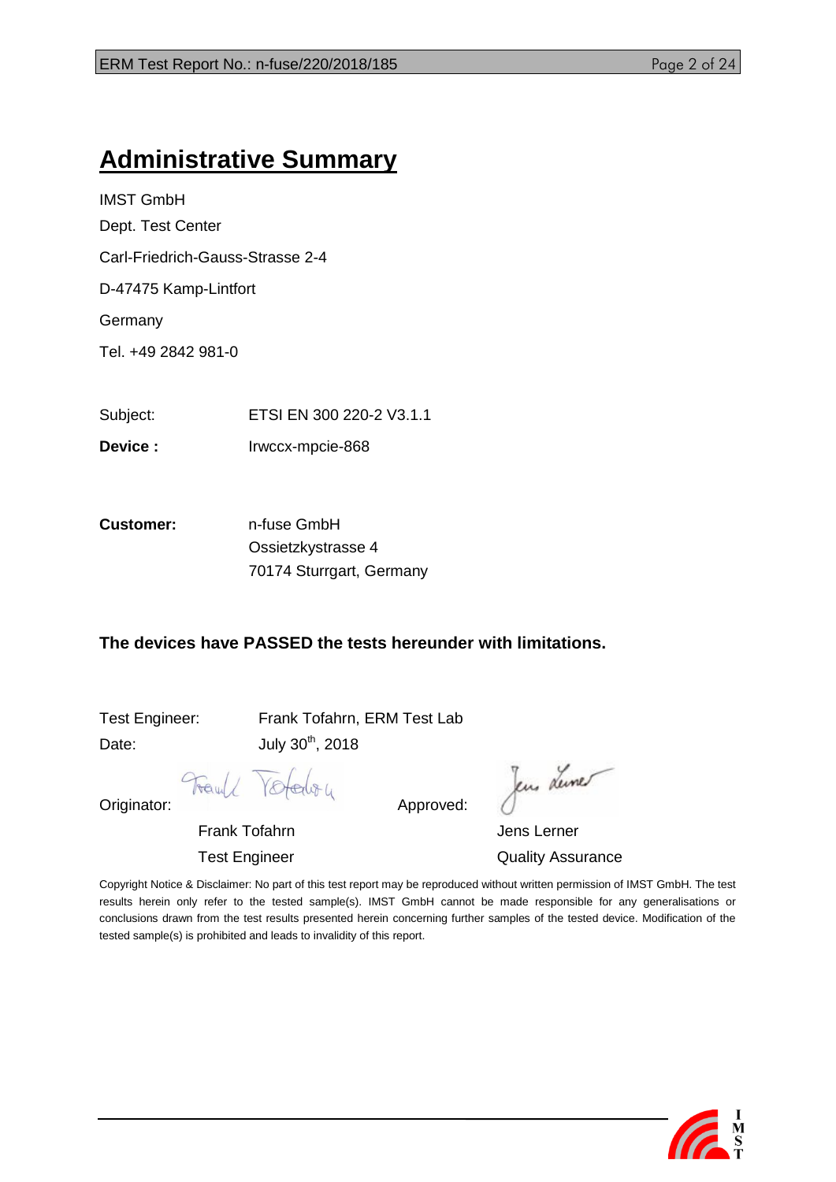# Administrative Summary

IMST GmbH

Dept. Test Center

Carl-Friedrich-Gauss-Strasse 2-4

D-47475 Kamp-Lintfort

Germany

Tel. +49 2842 981-0

Subject: ETSI EN 300 220-2 V3.1.1

**Device :** Irwccx-mpcie-868

**Customer:** n-fuse GmbH
Ossietzkystrasse 4
70174 Sturrgart, Germany

**The devices have PASSED the tests hereunder with limitations.**

Test Engineer: Frank Tofahrn, ERM Test Lab

Date: July 30th, 2018

Originator: Frank Tofahrn, Test Engineer

Approved: Jens Lerner, Quality Assurance

Copyright Notice & Disclaimer: No part of this test report may be reproduced without written permission of IMST GmbH. The test results herein only refer to the tested sample(s). IMST GmbH cannot be made responsible for any generalisations or conclusions drawn from the test results presented herein concerning further samples of the tested device. Modification of the tested sample(s) is prohibited and leads to invalidity of this report.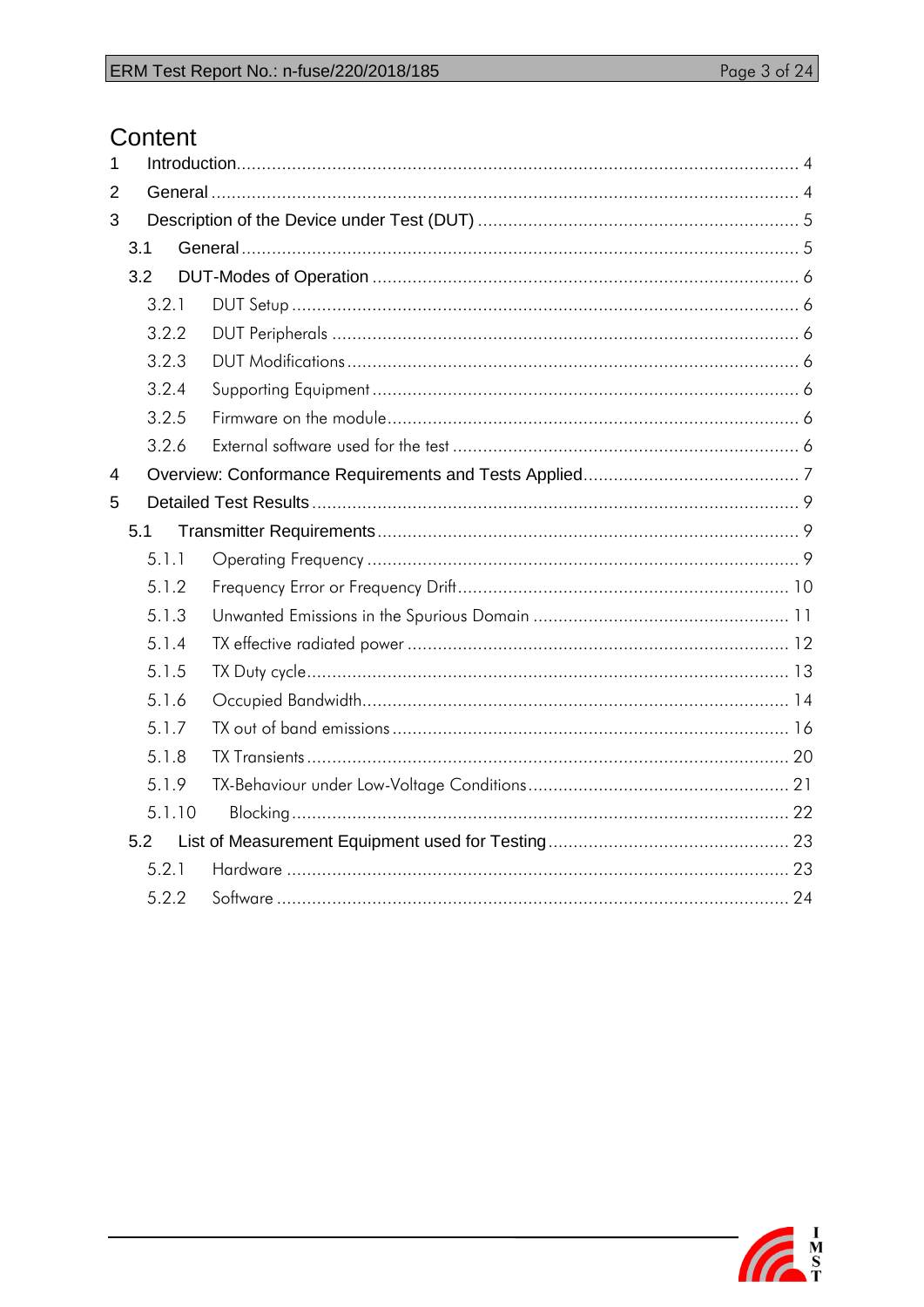# Content

1 Introduction .... 4

2 General .... 4

3 Description of the Device under Test (DUT) .... 5

- 3.1 General .... 5
- 3.2 DUT-Modes of Operation .... 6
  - 3.2.1 DUT Setup .... 6
  - 3.2.2 DUT Peripherals .... 6
  - 3.2.3 DUT Modifications .... 6
  - 3.2.4 Supporting Equipment .... 6
  - 3.2.5 Firmware on the module .... 6
  - 3.2.6 External software used for the test .... 6

4 Overview: Conformance Requirements and Tests Applied .... 7

5 Detailed Test Results .... 9

- 5.1 Transmitter Requirements .... 9
  - 5.1.1 Operating Frequency .... 9
  - 5.1.2 Frequency Error or Frequency Drift .... 10
  - 5.1.3 Unwanted Emissions in the Spurious Domain .... 11
  - 5.1.4 TX effective radiated power .... 12
  - 5.1.5 TX Duty cycle .... 13
  - 5.1.6 Occupied Bandwidth .... 14
  - 5.1.7 TX out of band emissions .... 16
  - 5.1.8 TX Transients .... 20
  - 5.1.9 TX-Behaviour under Low-Voltage Conditions .... 21
  - 5.1.10 Blocking .... 22
- 5.2 List of Measurement Equipment used for Testing .... 23
  - 5.2.1 Hardware .... 23
  - 5.2.2 Software .... 24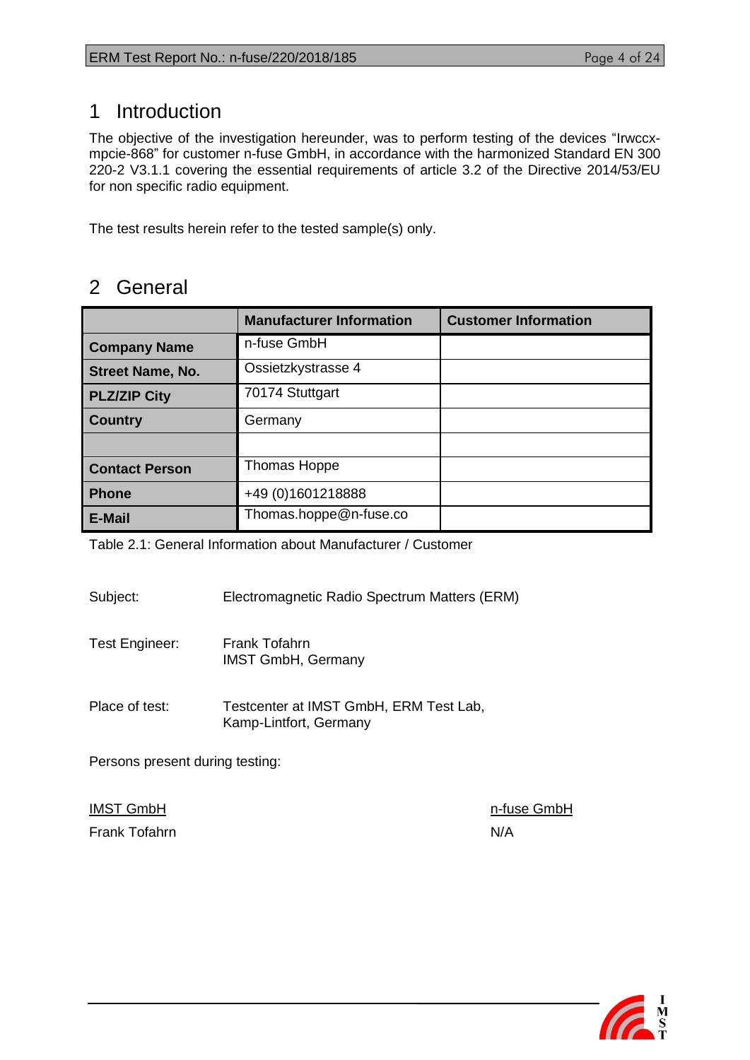# 1 Introduction

The objective of the investigation hereunder, was to perform testing of the devices “lrwccx-mpcie-868” for customer n-fuse GmbH, in accordance with the harmonized Standard EN 300 220-2 V3.1.1 covering the essential requirements of article 3.2 of the Directive 2014/53/EU for non specific radio equipment.

The test results herein refer to the tested sample(s) only.

# 2 General

| | Manufacturer Information | Customer Information |
|---|---|---|
| **Company Name** | n-fuse GmbH | |
| **Street Name, No.** | Ossietzkystrasse 4 | |
| **PLZ/ZIP City** | 70174 Stuttgart | |
| **Country** | Germany | |
| | | |
| **Contact Person** | Thomas Hoppe | |
| **Phone** | +49 (0)1601218888 | |
| **E-Mail** | Thomas.hoppe@n-fuse.co | |

Table 2.1: General Information about Manufacturer / Customer

Subject: Electromagnetic Radio Spectrum Matters (ERM)

Test Engineer: Frank Tofahrn
IMST GmbH, Germany

Place of test: Testcenter at IMST GmbH, ERM Test Lab, Kamp-Lintfort, Germany

Persons present during testing:

| IMST GmbH | n-fuse GmbH |
|---|---|
| Frank Tofahrn | N/A |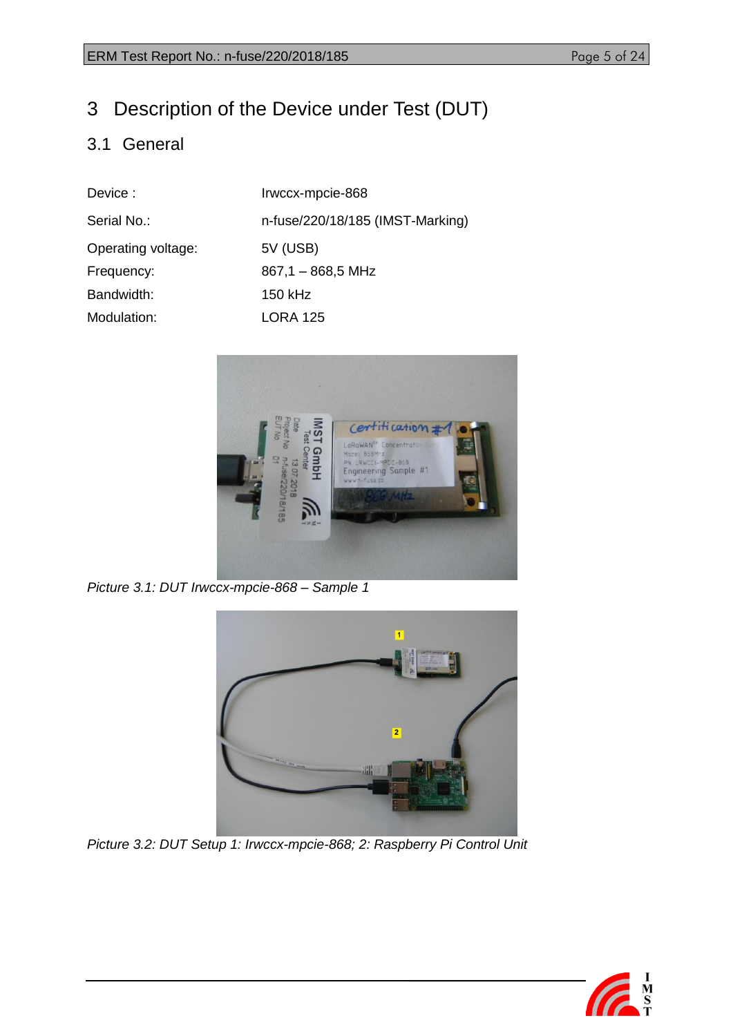# 3 Description of the Device under Test (DUT)

## 3.1 General

| | |
|---|---|
| Device : | Irwccx-mpcie-868 |
| Serial No.: | n-fuse/220/18/185 (IMST-Marking) |
| Operating voltage: | 5V (USB) |
| Frequency: | 867,1 – 868,5 MHz |
| Bandwidth: | 150 kHz |
| Modulation: | LORA 125 |

*Picture 3.1: DUT Irwccx-mpcie-868 – Sample 1*

*Picture 3.2: DUT Setup 1: Irwccx-mpcie-868; 2: Raspberry Pi Control Unit*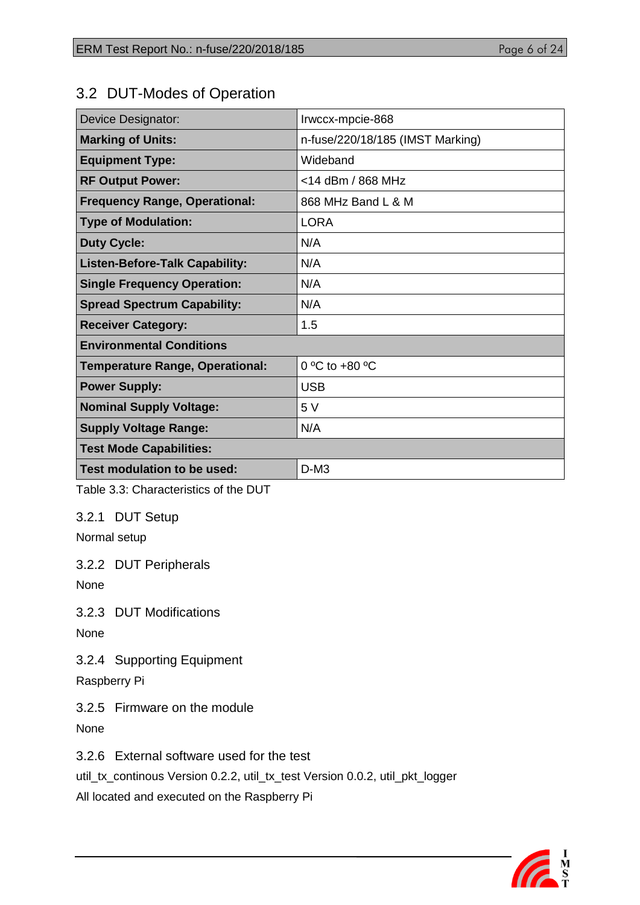## 3.2 DUT-Modes of Operation

| Device Designator: | lrwccx-mpcie-868 |
|---|---|
| **Marking of Units:** | n-fuse/220/18/185 (IMST Marking) |
| **Equipment Type:** | Wideband |
| **RF Output Power:** | <14 dBm / 868 MHz |
| **Frequency Range, Operational:** | 868 MHz Band L & M |
| **Type of Modulation:** | LORA |
| **Duty Cycle:** | N/A |
| **Listen-Before-Talk Capability:** | N/A |
| **Single Frequency Operation:** | N/A |
| **Spread Spectrum Capability:** | N/A |
| **Receiver Category:** | 1.5 |
| **Environmental Conditions** | |
| **Temperature Range, Operational:** | 0 ºC to +80 ºC |
| **Power Supply:** | USB |
| **Nominal Supply Voltage:** | 5 V |
| **Supply Voltage Range:** | N/A |
| **Test Mode Capabilities:** | |
| **Test modulation to be used:** | D-M3 |

Table 3.3: Characteristics of the DUT

### 3.2.1 DUT Setup

Normal setup

### 3.2.2 DUT Peripherals

None

### 3.2.3 DUT Modifications

None

### 3.2.4 Supporting Equipment

Raspberry Pi

### 3.2.5 Firmware on the module

None

### 3.2.6 External software used for the test

util_tx_continous Version 0.2.2, util_tx_test Version 0.0.2, util_pkt_logger

All located and executed on the Raspberry Pi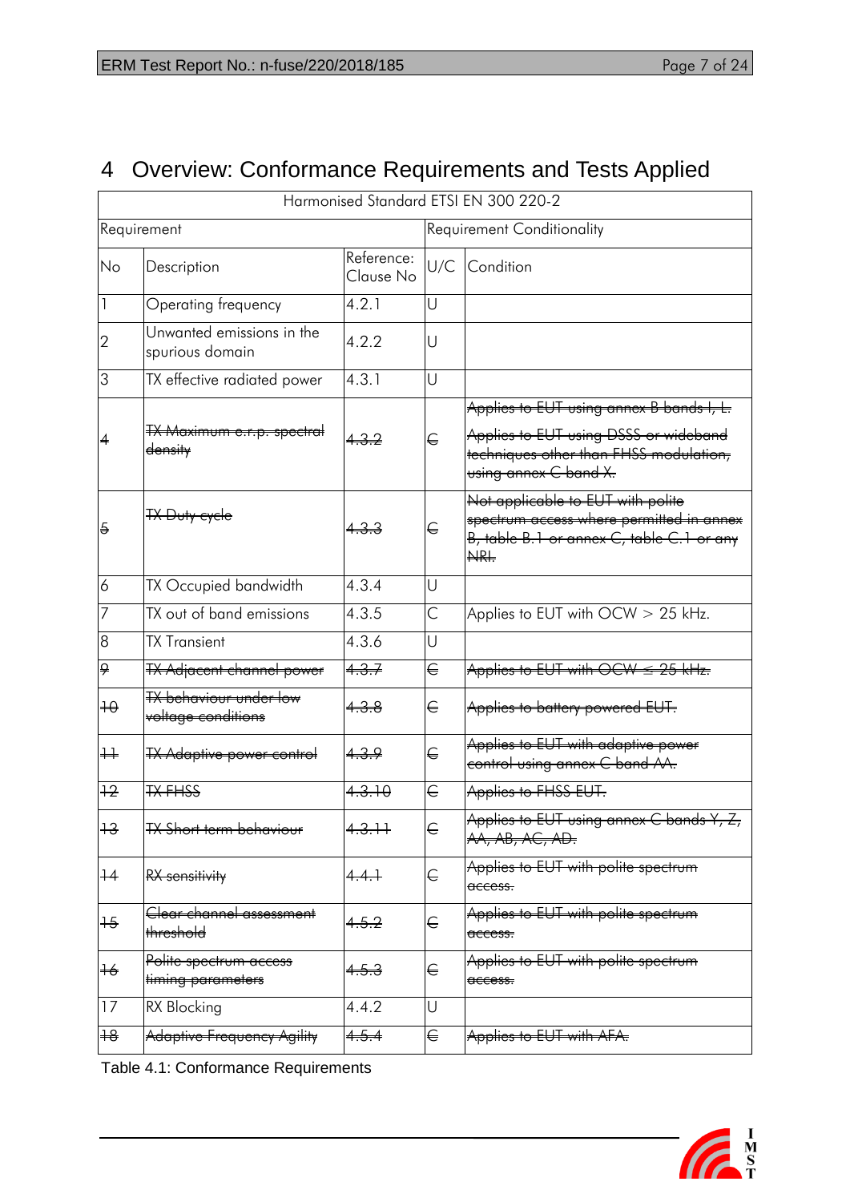# 4 Overview: Conformance Requirements and Tests Applied

| Harmonised Standard ETSI EN 300 220-2 | | | | |
|---|---|---|---|---|
| Requirement | | | Requirement Conditionality | |
| No | Description | Reference: Clause No | U/C | Condition |
| 1 | Operating frequency | 4.2.1 | U | |
| 2 | Unwanted emissions in the spurious domain | 4.2.2 | U | |
| 3 | TX effective radiated power | 4.3.1 | U | |
| ~~4~~ | ~~TX Maximum e.r.p. spectral density~~ | ~~4.3.2~~ | ~~C~~ | ~~Applies to EUT using annex B bands I, L.~~ ~~Applies to EUT using DSSS or wideband techniques other than FHSS modulation, using annex C band X.~~ |
| ~~5~~ | ~~TX Duty cycle~~ | ~~4.3.3~~ | ~~C~~ | ~~Not applicable to EUT with polite spectrum access where permitted in annex B, table B.1 or annex C, table C.1 or any NRI.~~ |
| 6 | TX Occupied bandwidth | 4.3.4 | U | |
| 7 | TX out of band emissions | 4.3.5 | C | Applies to EUT with OCW > 25 kHz. |
| 8 | TX Transient | 4.3.6 | U | |
| ~~9~~ | ~~TX Adjacent channel power~~ | ~~4.3.7~~ | ~~C~~ | ~~Applies to EUT with OCW ≤ 25 kHz.~~ |
| ~~10~~ | ~~TX behaviour under low voltage conditions~~ | ~~4.3.8~~ | ~~C~~ | ~~Applies to battery powered EUT.~~ |
| ~~11~~ | ~~TX Adaptive power control~~ | ~~4.3.9~~ | ~~C~~ | ~~Applies to EUT with adaptive power control using annex C band AA.~~ |
| ~~12~~ | ~~TX FHSS~~ | ~~4.3.10~~ | ~~C~~ | ~~Applies to FHSS EUT.~~ |
| ~~13~~ | ~~TX Short term behaviour~~ | ~~4.3.11~~ | ~~C~~ | ~~Applies to EUT using annex C bands Y, Z, AA, AB, AC, AD.~~ |
| ~~14~~ | ~~RX sensitivity~~ | ~~4.4.1~~ | ~~C~~ | ~~Applies to EUT with polite spectrum access.~~ |
| ~~15~~ | ~~Clear channel assessment threshold~~ | ~~4.5.2~~ | ~~C~~ | ~~Applies to EUT with polite spectrum access.~~ |
| ~~16~~ | ~~Polite spectrum access timing parameters~~ | ~~4.5.3~~ | ~~C~~ | ~~Applies to EUT with polite spectrum access.~~ |
| 17 | RX Blocking | 4.4.2 | U | |
| ~~18~~ | ~~Adaptive Frequency Agility~~ | ~~4.5.4~~ | ~~C~~ | ~~Applies to EUT with AFA.~~ |

Table 4.1: Conformance Requirements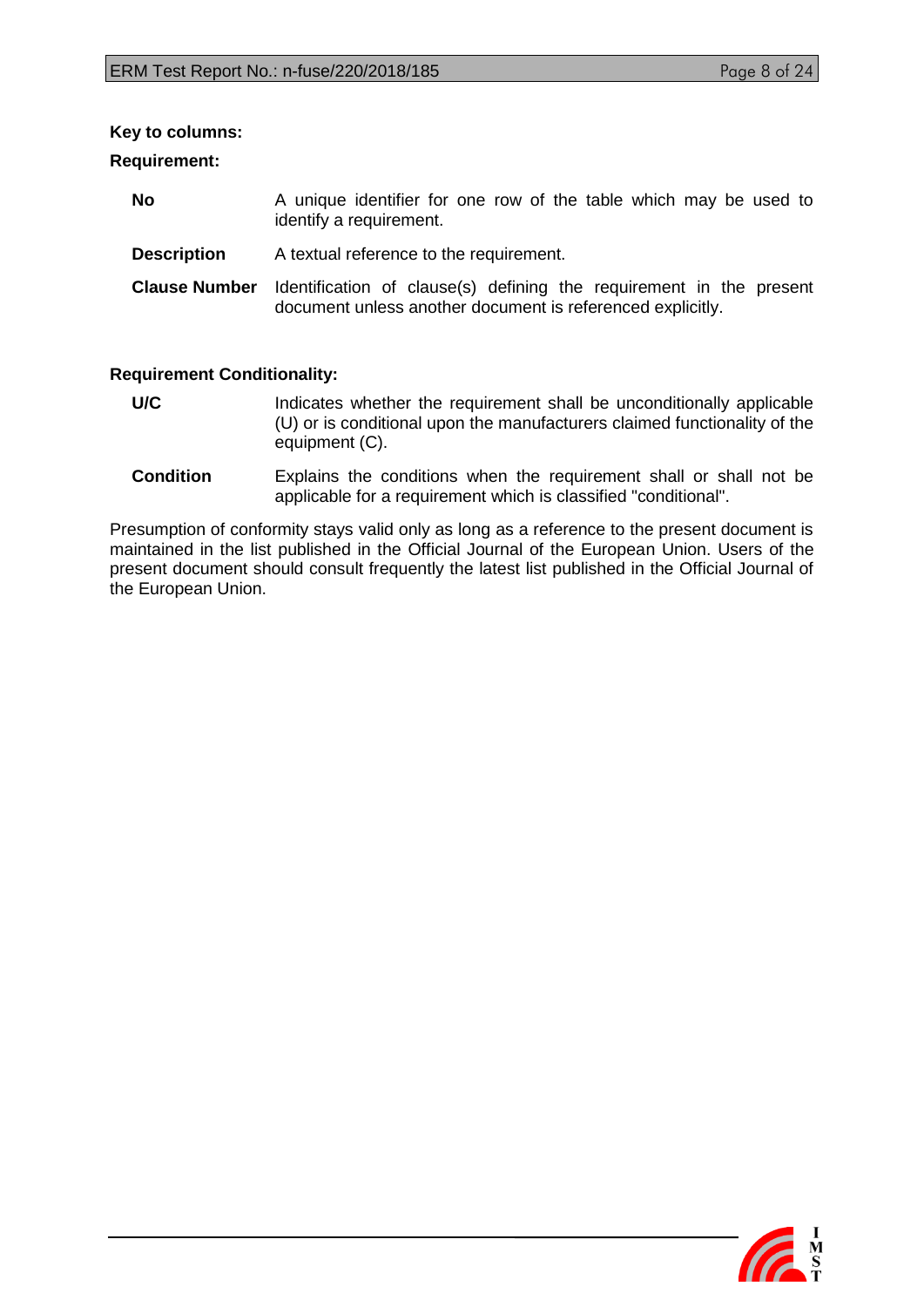**Key to columns:**

**Requirement:**

**No** A unique identifier for one row of the table which may be used to identify a requirement.

**Description** A textual reference to the requirement.

**Clause Number** Identification of clause(s) defining the requirement in the present document unless another document is referenced explicitly.

**Requirement Conditionality:**

**U/C** Indicates whether the requirement shall be unconditionally applicable (U) or is conditional upon the manufacturers claimed functionality of the equipment (C).

**Condition** Explains the conditions when the requirement shall or shall not be applicable for a requirement which is classified "conditional".

Presumption of conformity stays valid only as long as a reference to the present document is maintained in the list published in the Official Journal of the European Union. Users of the present document should consult frequently the latest list published in the Official Journal of the European Union.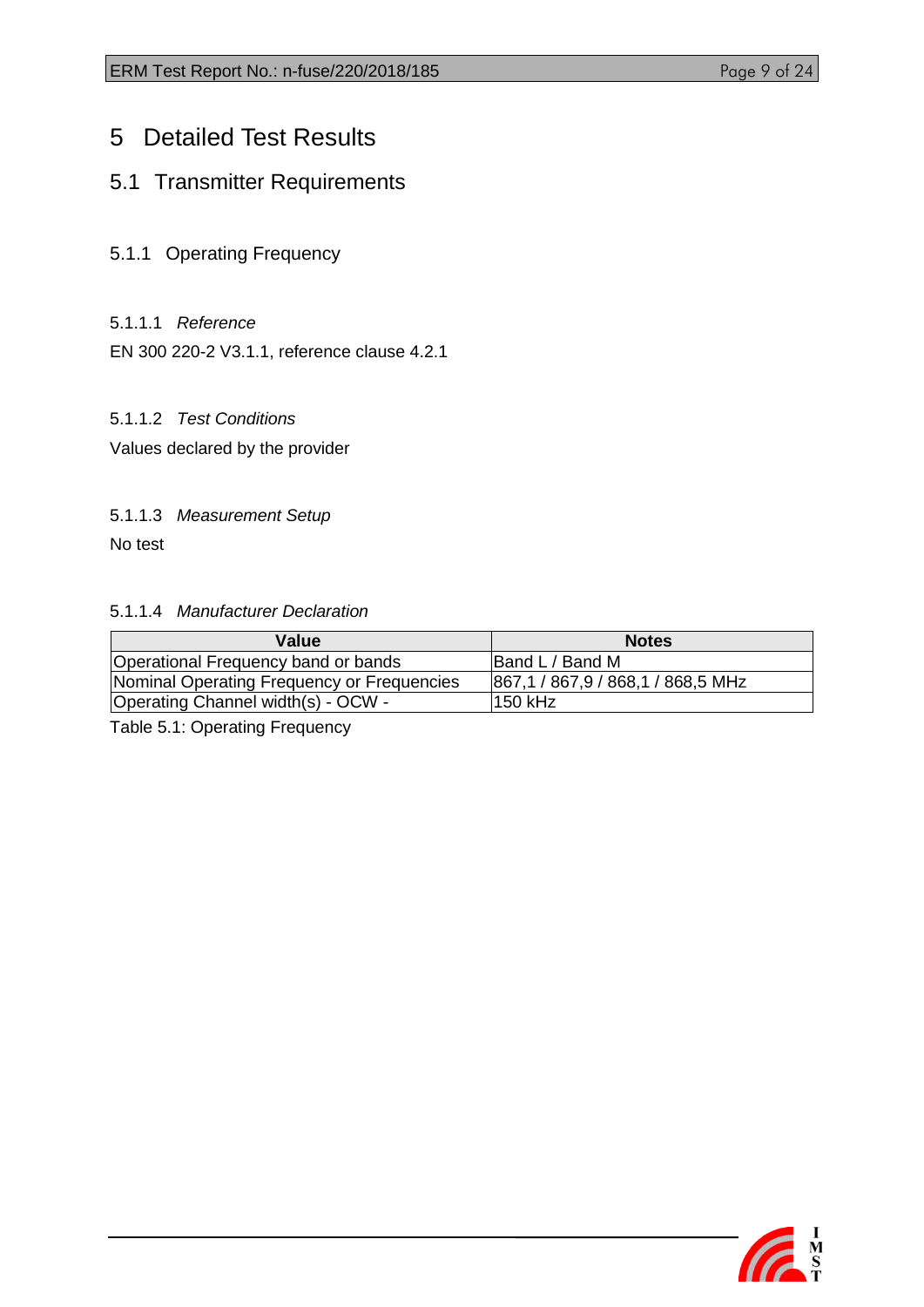# 5 Detailed Test Results

## 5.1 Transmitter Requirements

### 5.1.1 Operating Frequency

#### 5.1.1.1 *Reference*

EN 300 220-2 V3.1.1, reference clause 4.2.1

#### 5.1.1.2 *Test Conditions*

Values declared by the provider

#### 5.1.1.3 *Measurement Setup*

No test

#### 5.1.1.4 *Manufacturer Declaration*

| Value | Notes |
|---|---|
| Operational Frequency band or bands | Band L / Band M |
| Nominal Operating Frequency or Frequencies | 867,1 / 867,9 / 868,1 / 868,5 MHz |
| Operating Channel width(s) - OCW - | 150 kHz |

Table 5.1: Operating Frequency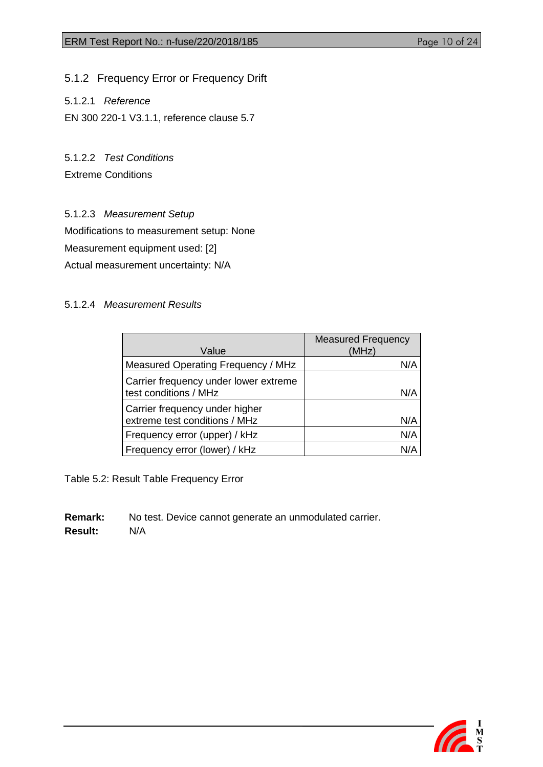### 5.1.2 Frequency Error or Frequency Drift

#### 5.1.2.1 *Reference*

EN 300 220-1 V3.1.1, reference clause 5.7

#### 5.1.2.2 *Test Conditions*

Extreme Conditions

#### 5.1.2.3 *Measurement Setup*

Modifications to measurement setup: None

Measurement equipment used: [2]

Actual measurement uncertainty: N/A

#### 5.1.2.4 *Measurement Results*

| Value | Measured Frequency (MHz) |
|---|---|
| Measured Operating Frequency / MHz | N/A |
| Carrier frequency under lower extreme test conditions / MHz | N/A |
| Carrier frequency under higher extreme test conditions / MHz | N/A |
| Frequency error (upper) / kHz | N/A |
| Frequency error (lower) / kHz | N/A |

Table 5.2: Result Table Frequency Error

**Remark:** No test. Device cannot generate an unmodulated carrier.
**Result:** N/A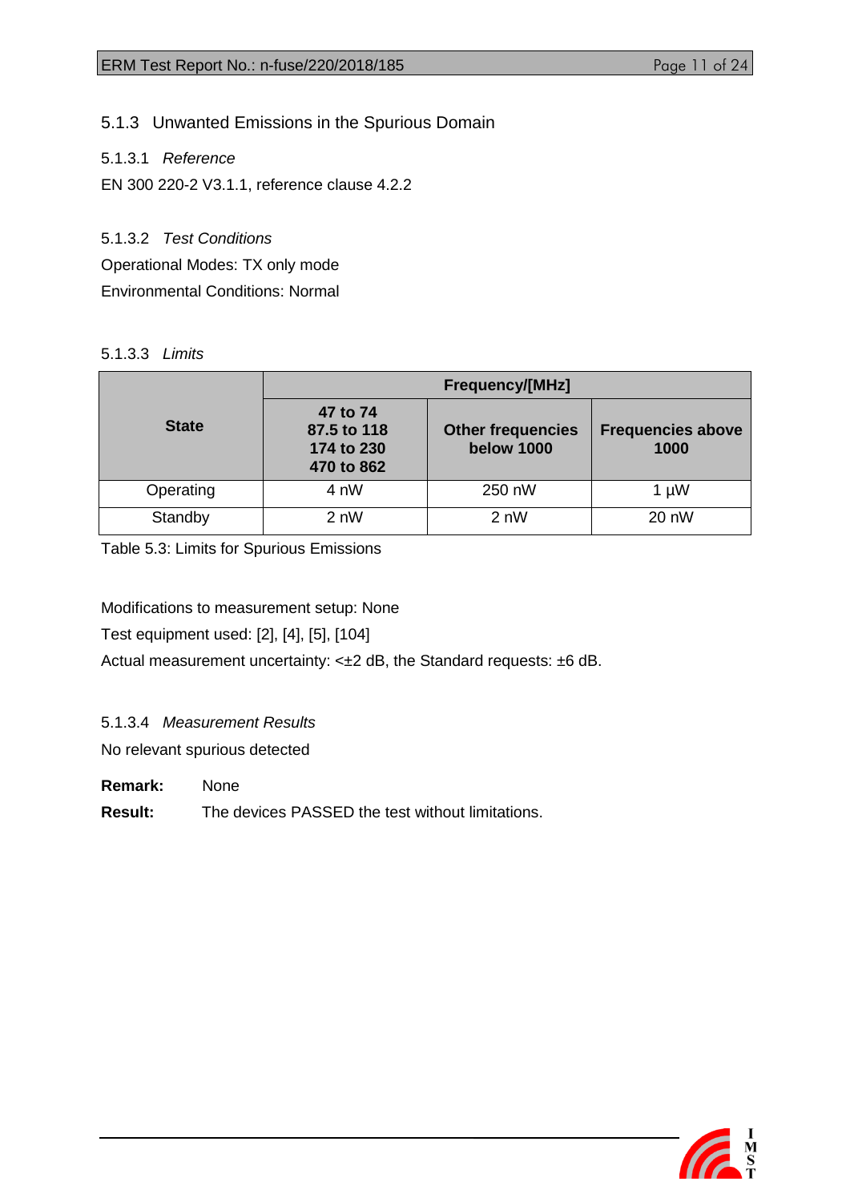### 5.1.3 Unwanted Emissions in the Spurious Domain

#### 5.1.3.1 *Reference*

EN 300 220-2 V3.1.1, reference clause 4.2.2

#### 5.1.3.2 *Test Conditions*

Operational Modes: TX only mode

Environmental Conditions: Normal

#### 5.1.3.3 *Limits*

| State | Frequency/[MHz] | | |
|---|---|---|---|
| | 47 to 74<br>87.5 to 118<br>174 to 230<br>470 to 862 | Other frequencies below 1000 | Frequencies above 1000 |
| Operating | 4 nW | 250 nW | 1 µW |
| Standby | 2 nW | 2 nW | 20 nW |

Table 5.3: Limits for Spurious Emissions

Modifications to measurement setup: None

Test equipment used: [2], [4], [5], [104]

Actual measurement uncertainty: <±2 dB, the Standard requests: ±6 dB.

#### 5.1.3.4 *Measurement Results*

No relevant spurious detected

**Remark:** None

**Result:** The devices PASSED the test without limitations.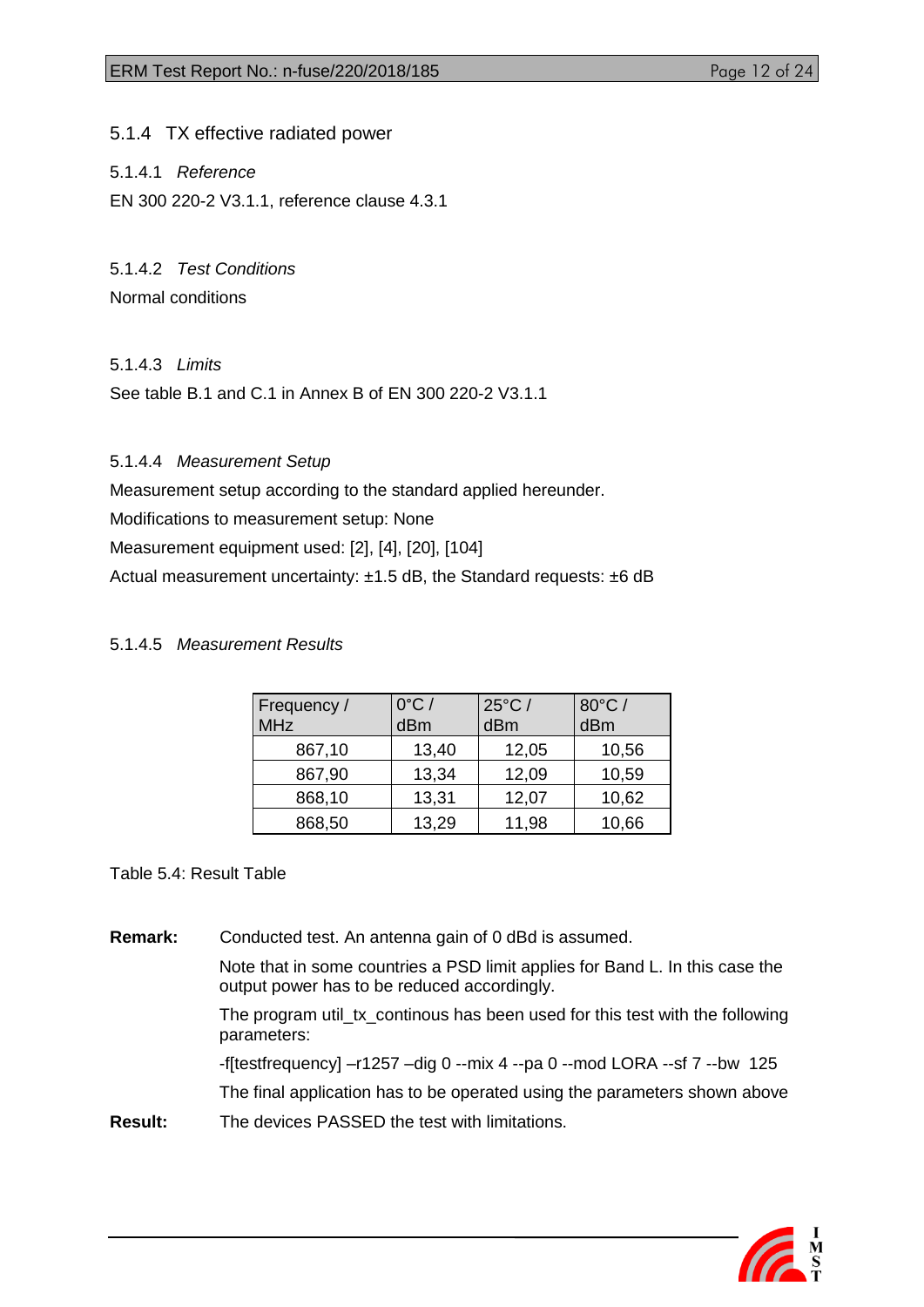### 5.1.4 TX effective radiated power

#### 5.1.4.1 *Reference*

EN 300 220-2 V3.1.1, reference clause 4.3.1

#### 5.1.4.2 *Test Conditions*

Normal conditions

#### 5.1.4.3 *Limits*

See table B.1 and C.1 in Annex B of EN 300 220-2 V3.1.1

#### 5.1.4.4 *Measurement Setup*

Measurement setup according to the standard applied hereunder.

Modifications to measurement setup: None

Measurement equipment used: [2], [4], [20], [104]

Actual measurement uncertainty: ±1.5 dB, the Standard requests: ±6 dB

#### 5.1.4.5 *Measurement Results*

| Frequency / MHz | 0°C / dBm | 25°C / dBm | 80°C / dBm |
|---|---|---|---|
| 867,10 | 13,40 | 12,05 | 10,56 |
| 867,90 | 13,34 | 12,09 | 10,59 |
| 868,10 | 13,31 | 12,07 | 10,62 |
| 868,50 | 13,29 | 11,98 | 10,66 |

Table 5.4: Result Table

**Remark:** Conducted test. An antenna gain of 0 dBd is assumed.

Note that in some countries a PSD limit applies for Band L. In this case the output power has to be reduced accordingly.

The program util_tx_continous has been used for this test with the following parameters:

-f[testfrequency] –r1257 –dig 0 --mix 4 --pa 0 --mod LORA --sf 7 --bw 125

The final application has to be operated using the parameters shown above

**Result:** The devices PASSED the test with limitations.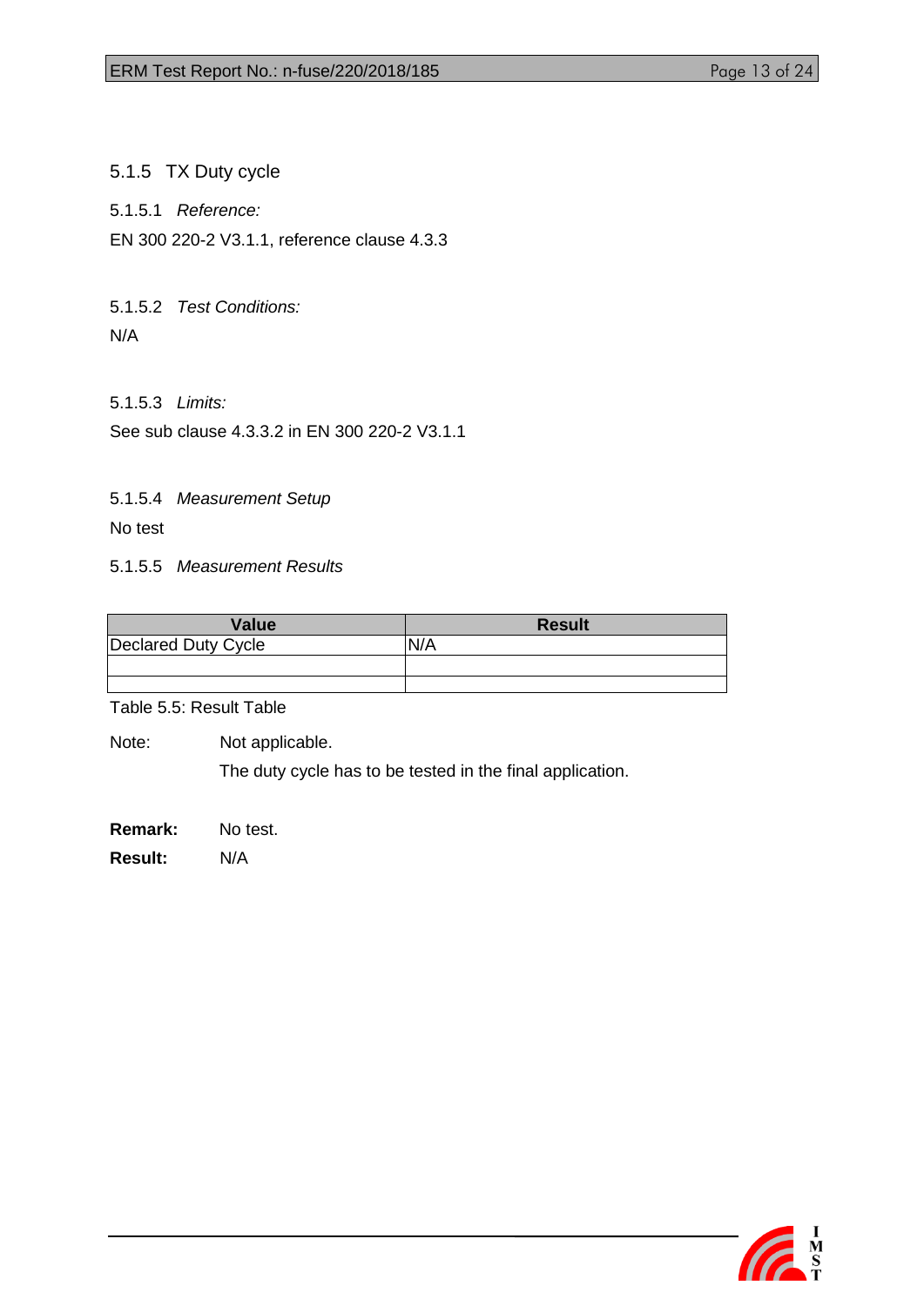### 5.1.5 TX Duty cycle

#### 5.1.5.1 *Reference:*

EN 300 220-2 V3.1.1, reference clause 4.3.3

#### 5.1.5.2 *Test Conditions:*

N/A

#### 5.1.5.3 *Limits:*

See sub clause 4.3.3.2 in EN 300 220-2 V3.1.1

#### 5.1.5.4 *Measurement Setup*

No test

#### 5.1.5.5 *Measurement Results*

| Value | Result |
|---|---|
| Declared Duty Cycle | N/A |
| | |
| | |

Table 5.5: Result Table

Note: Not applicable.
The duty cycle has to be tested in the final application.

**Remark:** No test.

**Result:** N/A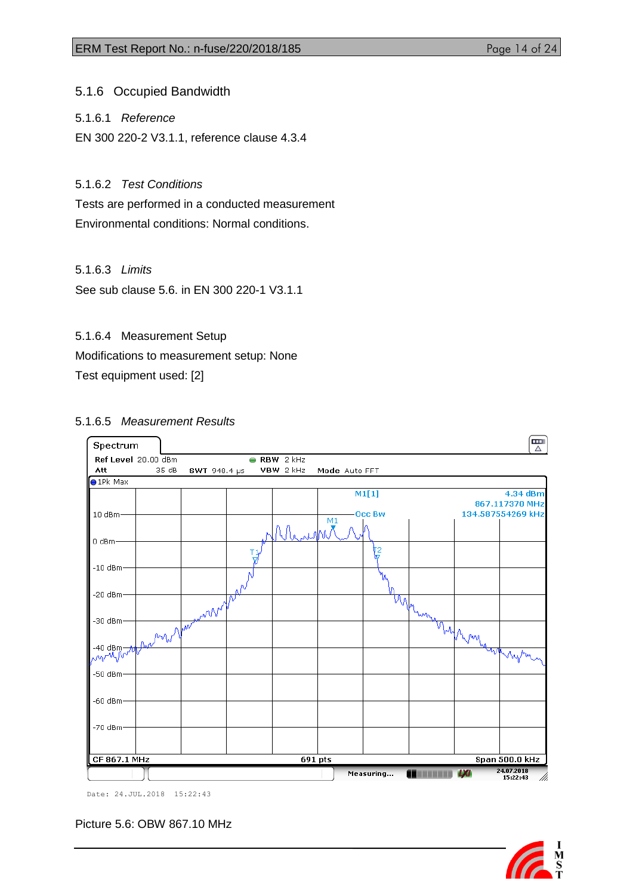## 5.1.6 Occupied Bandwidth

### 5.1.6.1 *Reference*

EN 300 220-2 V3.1.1, reference clause 4.3.4

### 5.1.6.2 *Test Conditions*

Tests are performed in a conducted measurement

Environmental conditions: Normal conditions.

### 5.1.6.3 *Limits*

See sub clause 5.6. in EN 300 220-1 V3.1.1

### 5.1.6.4 Measurement Setup

Modifications to measurement setup: None

Test equipment used: [2]

### 5.1.6.5 *Measurement Results*

Picture 5.6: OBW 867.10 MHz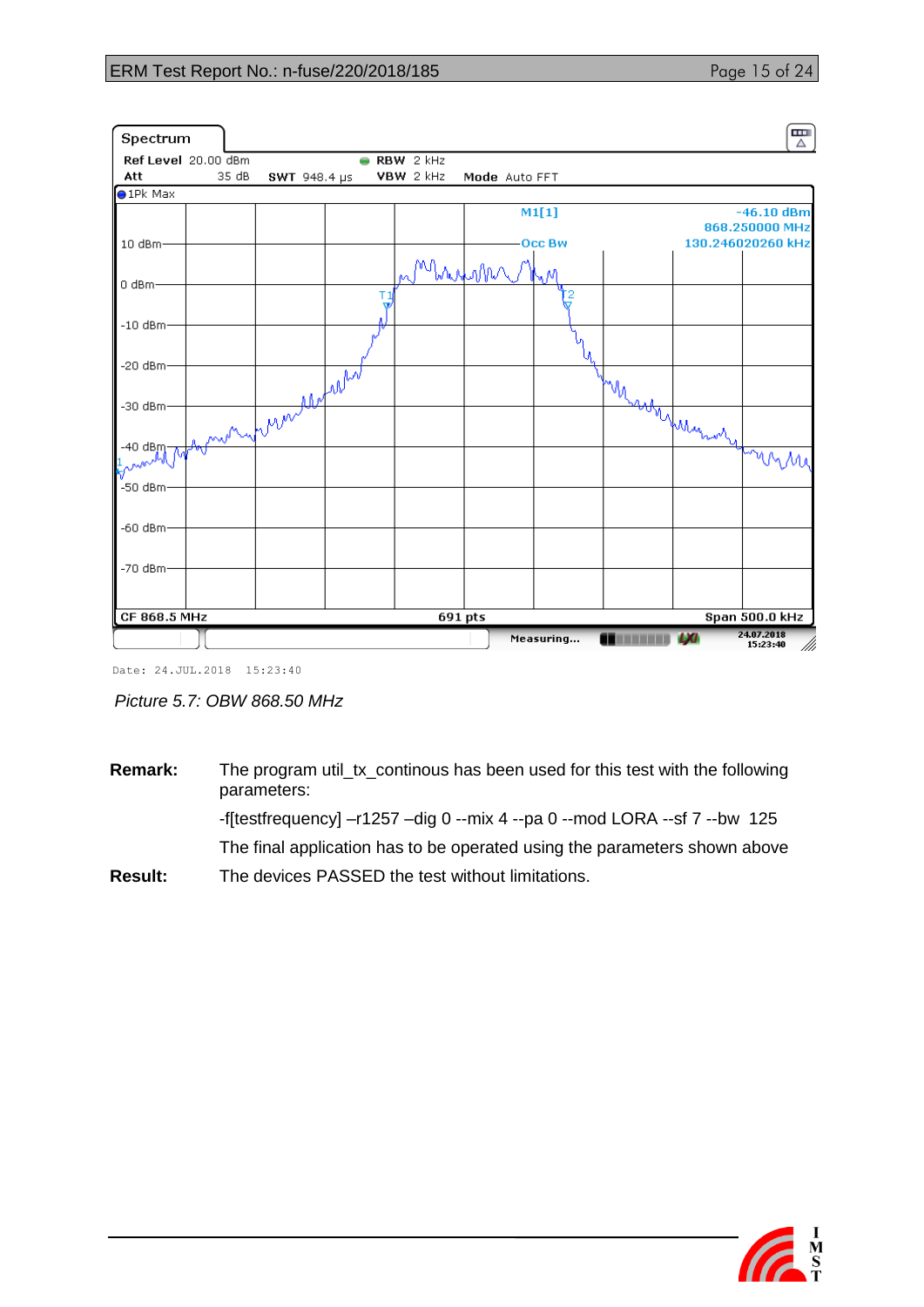Picture 5.7: OBW 868.50 MHz

**Remark:** The program util_tx_continous has been used for this test with the following parameters:

-f[testfrequency] –r1257 –dig 0 --mix 4 --pa 0 --mod LORA --sf 7 --bw 125

The final application has to be operated using the parameters shown above

**Result:** The devices PASSED the test without limitations.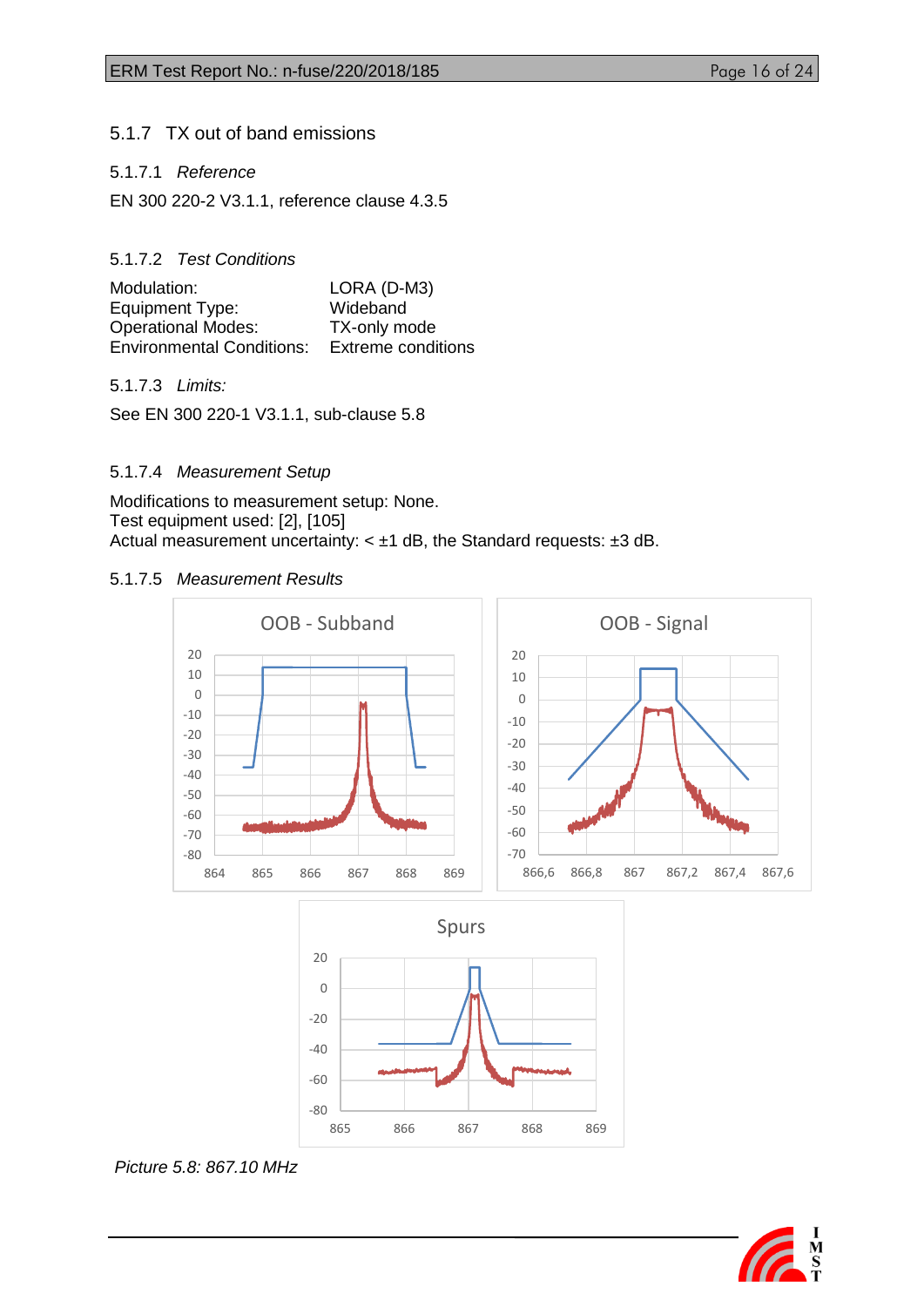### 5.1.7 TX out of band emissions

#### 5.1.7.1 *Reference*

EN 300 220-2 V3.1.1, reference clause 4.3.5

#### 5.1.7.2 *Test Conditions*

Modulation: LORA (D-M3)
Equipment Type: Wideband
Operational Modes: TX-only mode
Environmental Conditions: Extreme conditions

#### 5.1.7.3 *Limits:*

See EN 300 220-1 V3.1.1, sub-clause 5.8

#### 5.1.7.4 *Measurement Setup*

Modifications to measurement setup: None.
Test equipment used: [2], [105]
Actual measurement uncertainty: < ±1 dB, the Standard requests: ±3 dB.

#### 5.1.7.5 *Measurement Results*

*Picture 5.8: 867.10 MHz*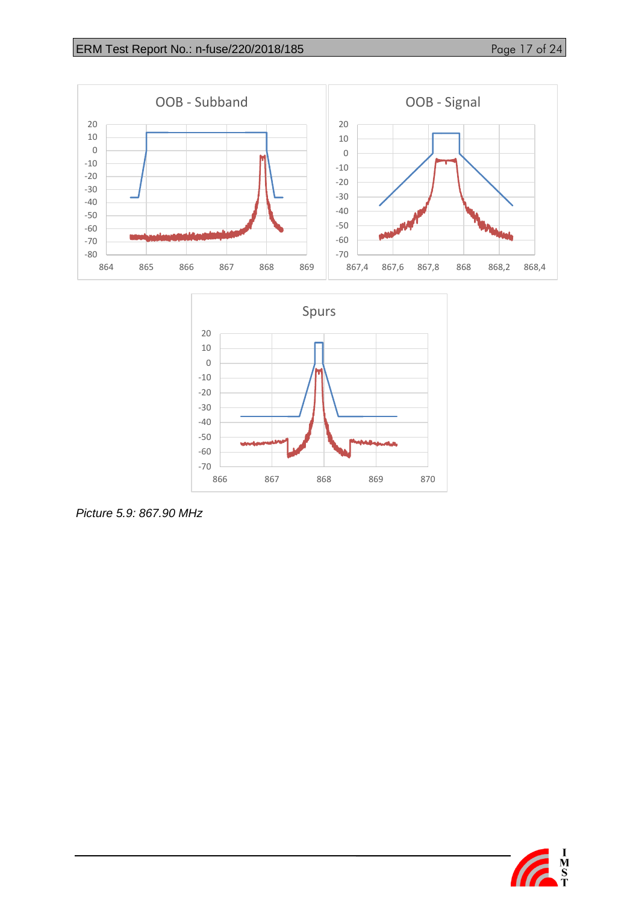*Picture 5.9: 867.90 MHz*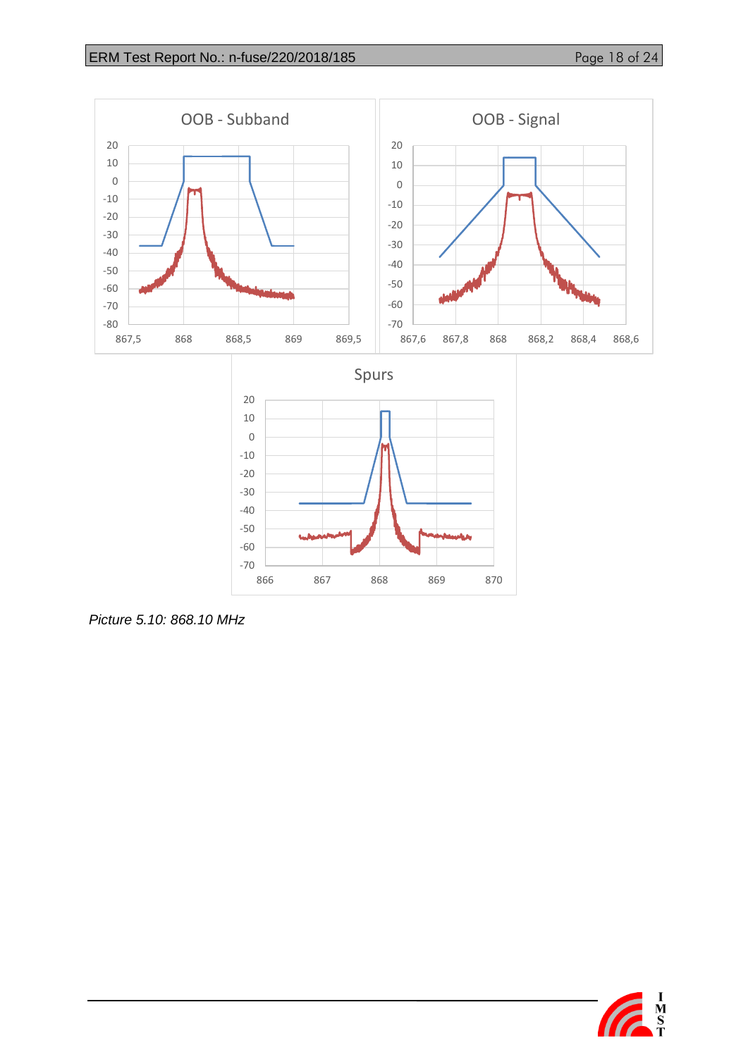Picture 5.10: 868.10 MHz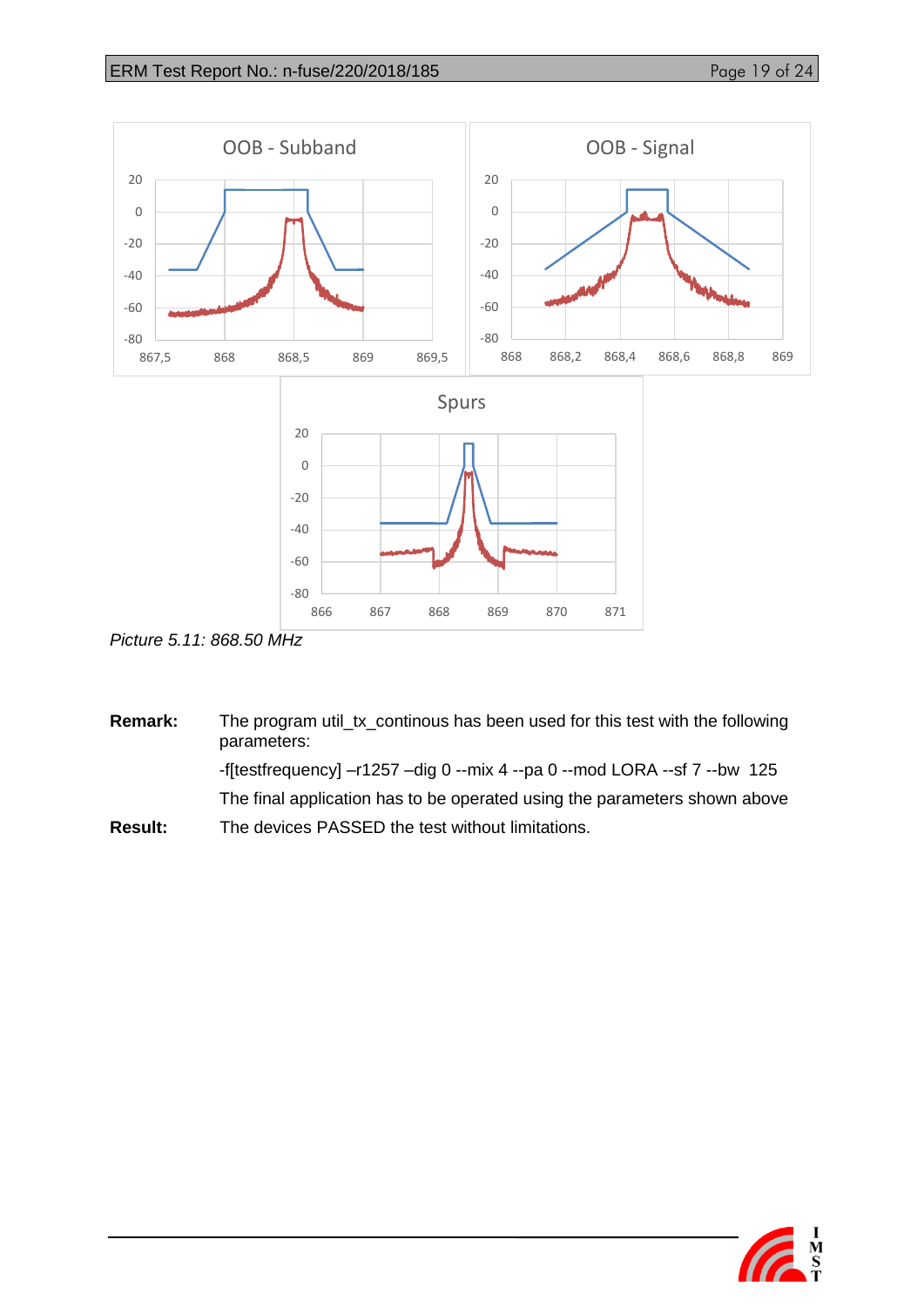*Picture 5.11: 868.50 MHz*

**Remark:** The program util_tx_continous has been used for this test with the following parameters:

-f[testfrequency] –r1257 –dig 0 --mix 4 --pa 0 --mod LORA --sf 7 --bw 125

The final application has to be operated using the parameters shown above

**Result:** The devices PASSED the test without limitations.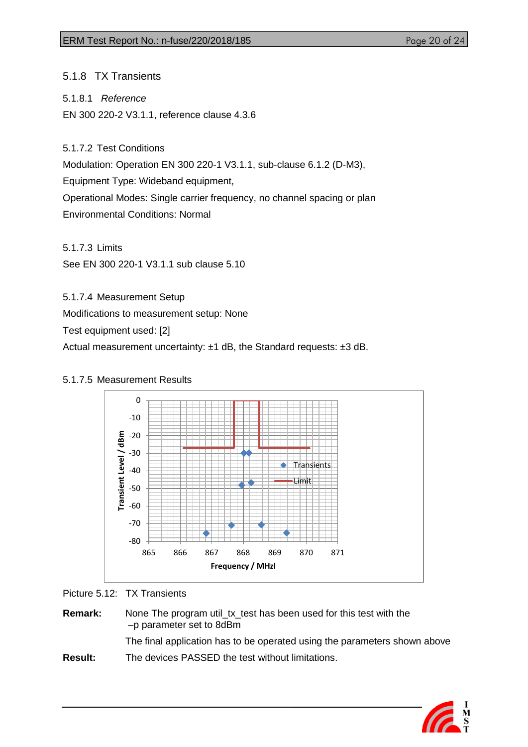### 5.1.8 TX Transients

#### 5.1.8.1 *Reference*

EN 300 220-2 V3.1.1, reference clause 4.3.6

#### 5.1.7.2 Test Conditions

Modulation: Operation EN 300 220-1 V3.1.1, sub-clause 6.1.2 (D-M3),

Equipment Type: Wideband equipment,

Operational Modes: Single carrier frequency, no channel spacing or plan

Environmental Conditions: Normal

#### 5.1.7.3 Limits

See EN 300 220-1 V3.1.1 sub clause 5.10

#### 5.1.7.4 Measurement Setup

Modifications to measurement setup: None

Test equipment used: [2]

Actual measurement uncertainty: ±1 dB, the Standard requests: ±3 dB.

#### 5.1.7.5 Measurement Results

Picture 5.12: TX Transients

**Remark:** None The program util_tx_test has been used for this test with the –p parameter set to 8dBm

The final application has to be operated using the parameters shown above

**Result:** The devices PASSED the test without limitations.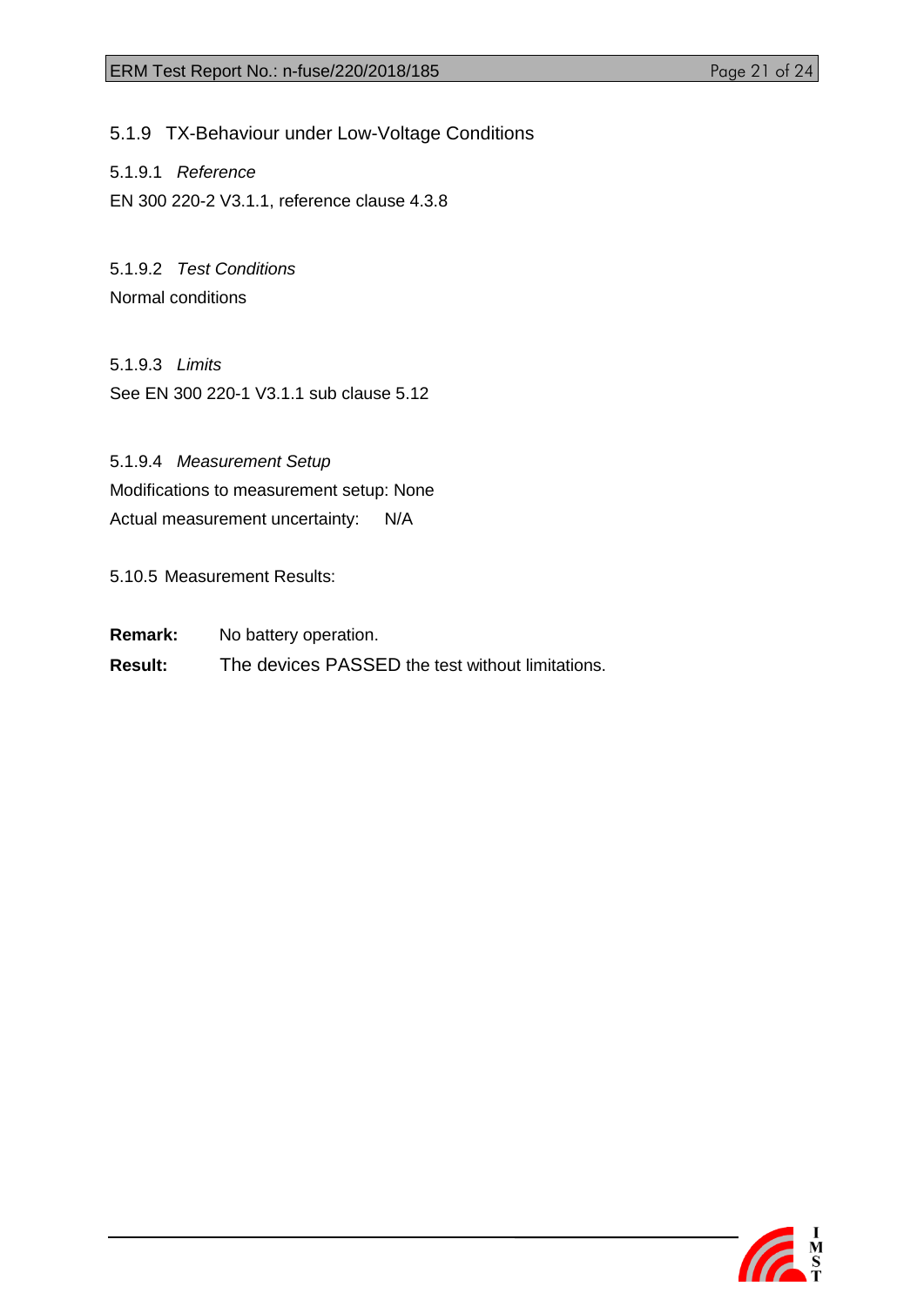### 5.1.9 TX-Behaviour under Low-Voltage Conditions

#### 5.1.9.1 *Reference*

EN 300 220-2 V3.1.1, reference clause 4.3.8

#### 5.1.9.2 *Test Conditions*

Normal conditions

#### 5.1.9.3 *Limits*

See EN 300 220-1 V3.1.1 sub clause 5.12

#### 5.1.9.4 *Measurement Setup*

Modifications to measurement setup: None

Actual measurement uncertainty: N/A

5.10.5 Measurement Results:

**Remark:** No battery operation.

**Result:** The devices PASSED the test without limitations.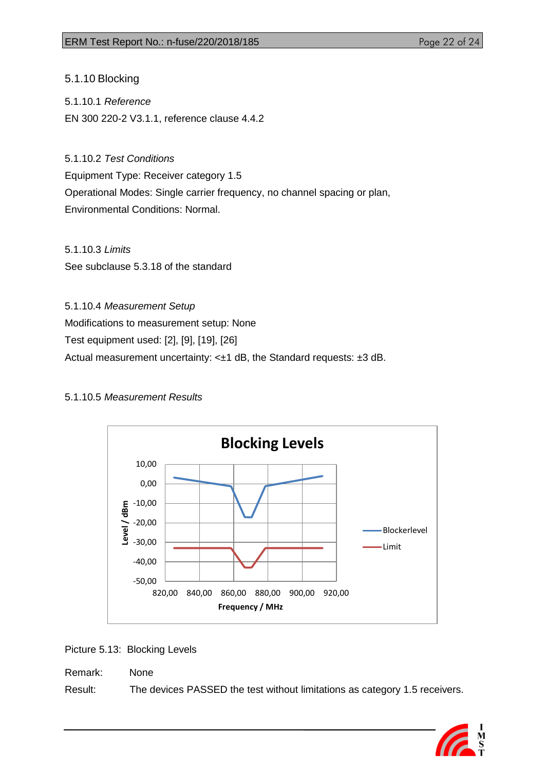### 5.1.10 Blocking

#### 5.1.10.1 *Reference*

EN 300 220-2 V3.1.1, reference clause 4.4.2

#### 5.1.10.2 *Test Conditions*

Equipment Type: Receiver category 1.5

Operational Modes: Single carrier frequency, no channel spacing or plan,

Environmental Conditions: Normal.

#### 5.1.10.3 *Limits*

See subclause 5.3.18 of the standard

#### 5.1.10.4 *Measurement Setup*

Modifications to measurement setup: None

Test equipment used: [2], [9], [19], [26]

Actual measurement uncertainty: <±1 dB, the Standard requests: ±3 dB.

#### 5.1.10.5 *Measurement Results*

Picture 5.13: Blocking Levels

Remark: None

Result: The devices PASSED the test without limitations as category 1.5 receivers.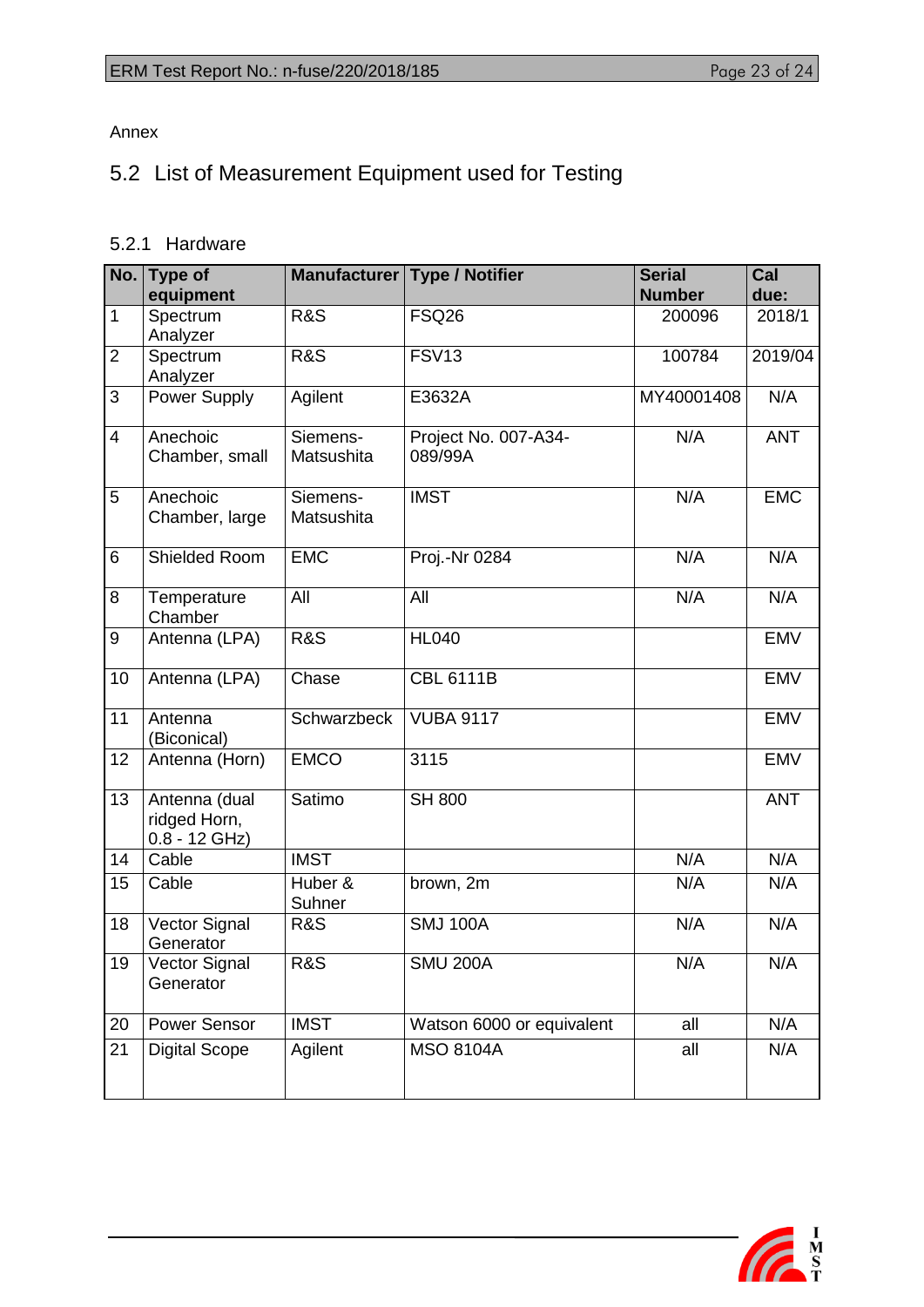Annex

## 5.2 List of Measurement Equipment used for Testing

### 5.2.1 Hardware

| No. | Type of equipment | Manufacturer | Type / Notifier | Serial Number | Cal due: |
|---|---|---|---|---|---|
| 1 | Spectrum Analyzer | R&S | FSQ26 | 200096 | 2018/1 |
| 2 | Spectrum Analyzer | R&S | FSV13 | 100784 | 2019/04 |
| 3 | Power Supply | Agilent | E3632A | MY40001408 | N/A |
| 4 | Anechoic Chamber, small | Siemens-Matsushita | Project No. 007-A34-089/99A | N/A | ANT |
| 5 | Anechoic Chamber, large | Siemens-Matsushita | IMST | N/A | EMC |
| 6 | Shielded Room | EMC | Proj.-Nr 0284 | N/A | N/A |
| 8 | Temperature Chamber | All | All | N/A | N/A |
| 9 | Antenna (LPA) | R&S | HL040 | | EMV |
| 10 | Antenna (LPA) | Chase | CBL 6111B | | EMV |
| 11 | Antenna (Biconical) | Schwarzbeck | VUBA 9117 | | EMV |
| 12 | Antenna (Horn) | EMCO | 3115 | | EMV |
| 13 | Antenna (dual ridged Horn, 0.8 - 12 GHz) | Satimo | SH 800 | | ANT |
| 14 | Cable | IMST | | N/A | N/A |
| 15 | Cable | Huber & Suhner | brown, 2m | N/A | N/A |
| 18 | Vector Signal Generator | R&S | SMJ 100A | N/A | N/A |
| 19 | Vector Signal Generator | R&S | SMU 200A | N/A | N/A |
| 20 | Power Sensor | IMST | Watson 6000 or equivalent | all | N/A |
| 21 | Digital Scope | Agilent | MSO 8104A | all | N/A |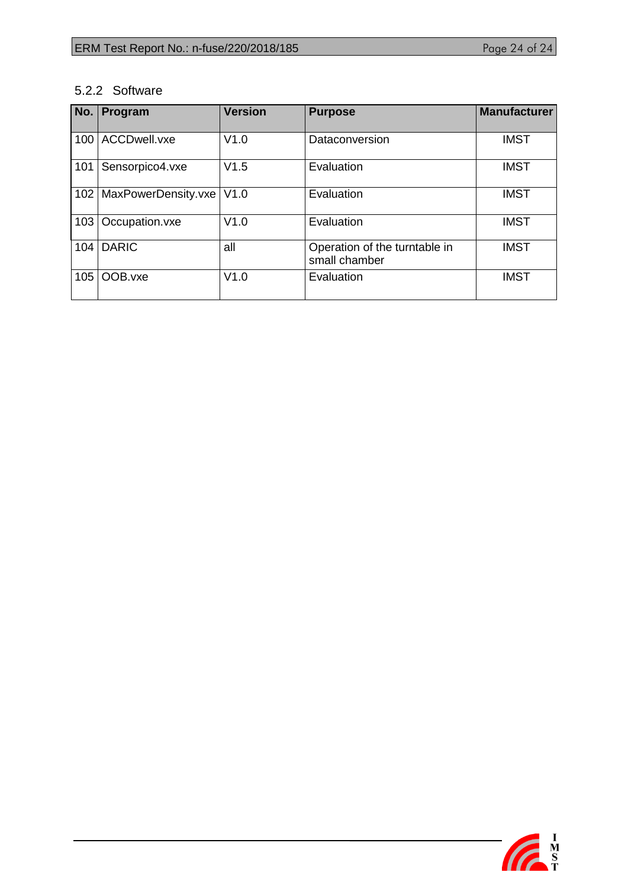### 5.2.2 Software

| No. | Program | Version | Purpose | Manufacturer |
|---|---|---|---|---|
| 100 | ACCDwell.vxe | V1.0 | Dataconversion | IMST |
| 101 | Sensorpico4.vxe | V1.5 | Evaluation | IMST |
| 102 | MaxPowerDensity.vxe | V1.0 | Evaluation | IMST |
| 103 | Occupation.vxe | V1.0 | Evaluation | IMST |
| 104 | DARIC | all | Operation of the turntable in small chamber | IMST |
| 105 | OOB.vxe | V1.0 | Evaluation | IMST |